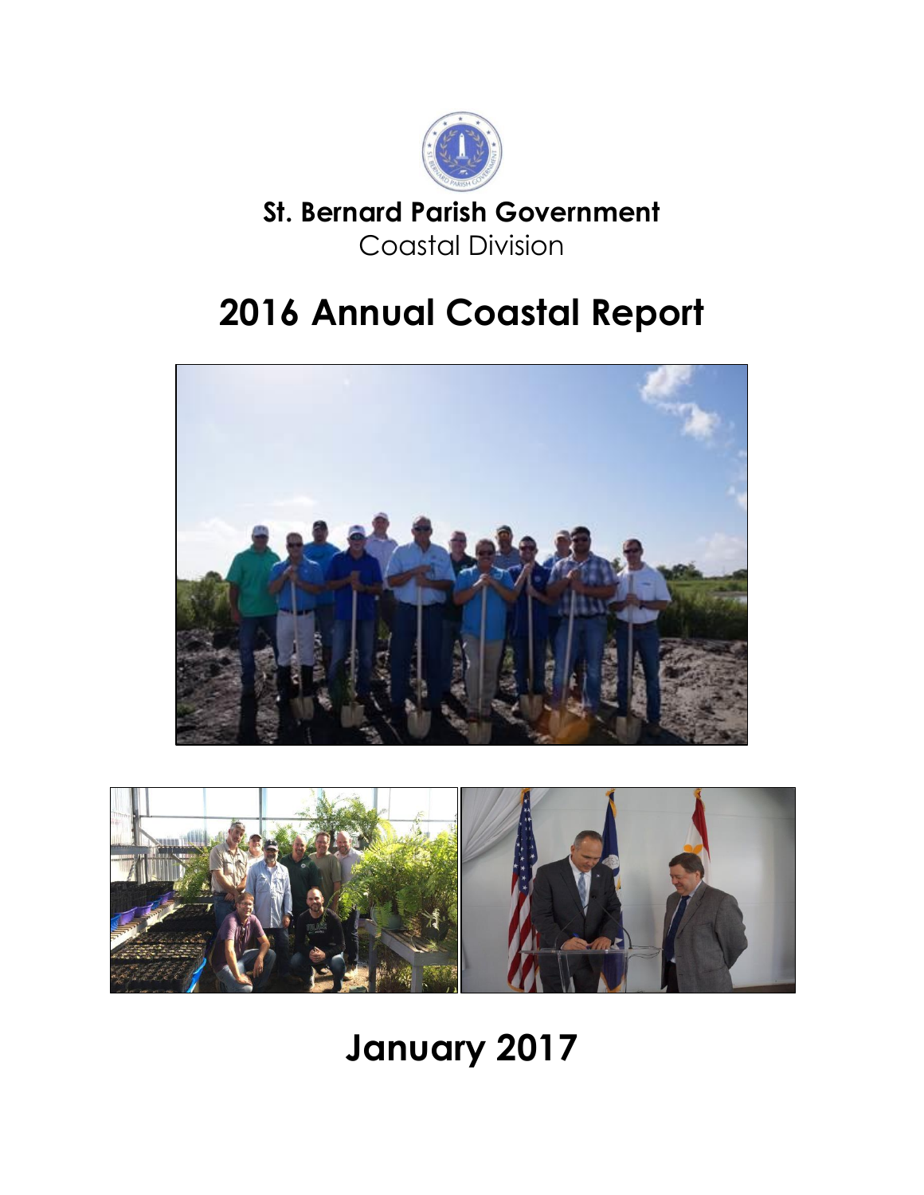**St. Bernard Parish Government**

Coastal Division

# 2016 Annual Coastal Report

# January 2017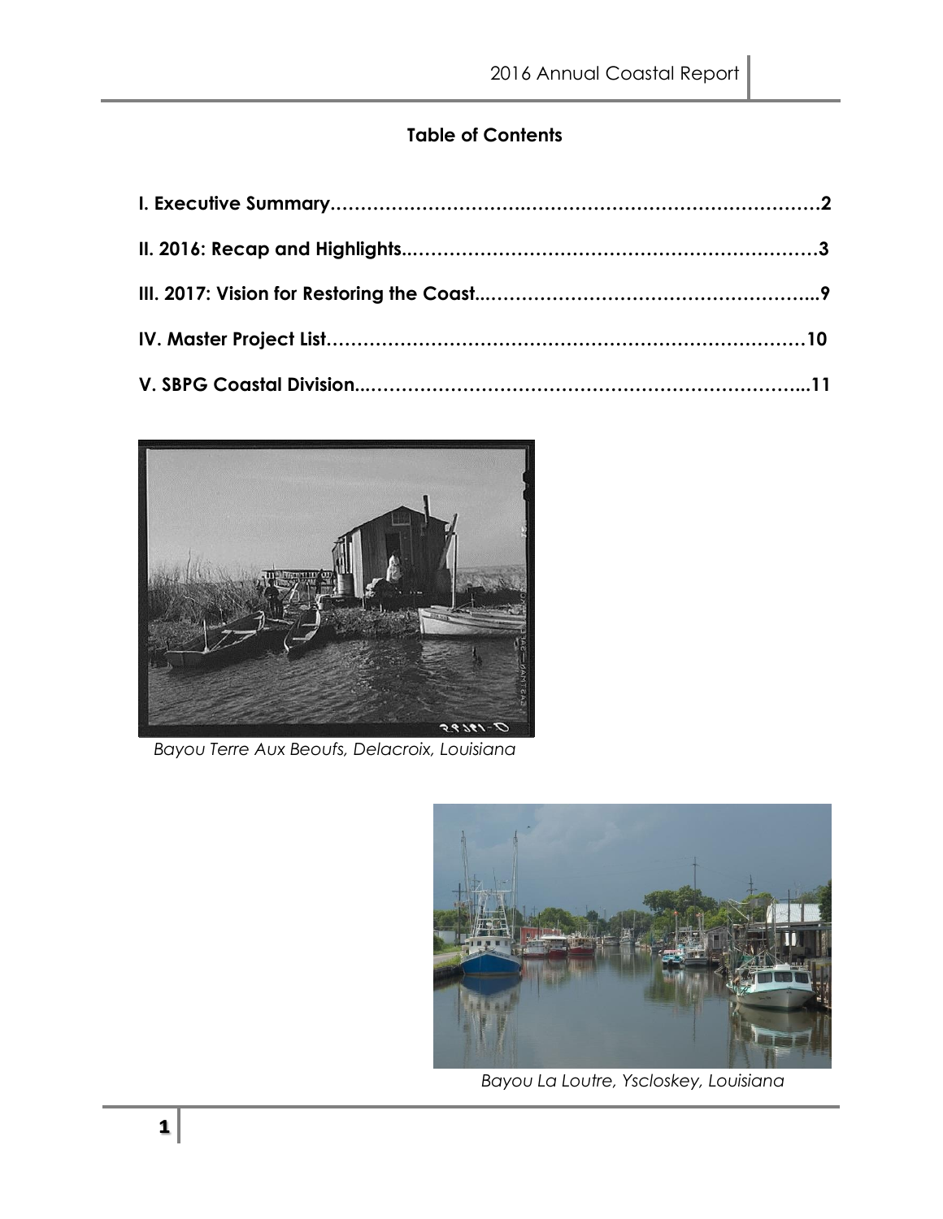**Table of Contents**

**I. Executive Summary……………………………..……………………………………2**

**II. 2016: Recap and Highlights..……………………………………………………………3**

**III. 2017: Vision for Restoring the Coast...……………………………………………...9**

**IV. Master Project List…………………………………………………………………10**

**V. SBPG Coastal Division..…………………………………………………………...11**

*Bayou Terre Aux Beoufs, Delacroix, Louisiana*

*Bayou La Loutre, Yscloskey, Louisiana*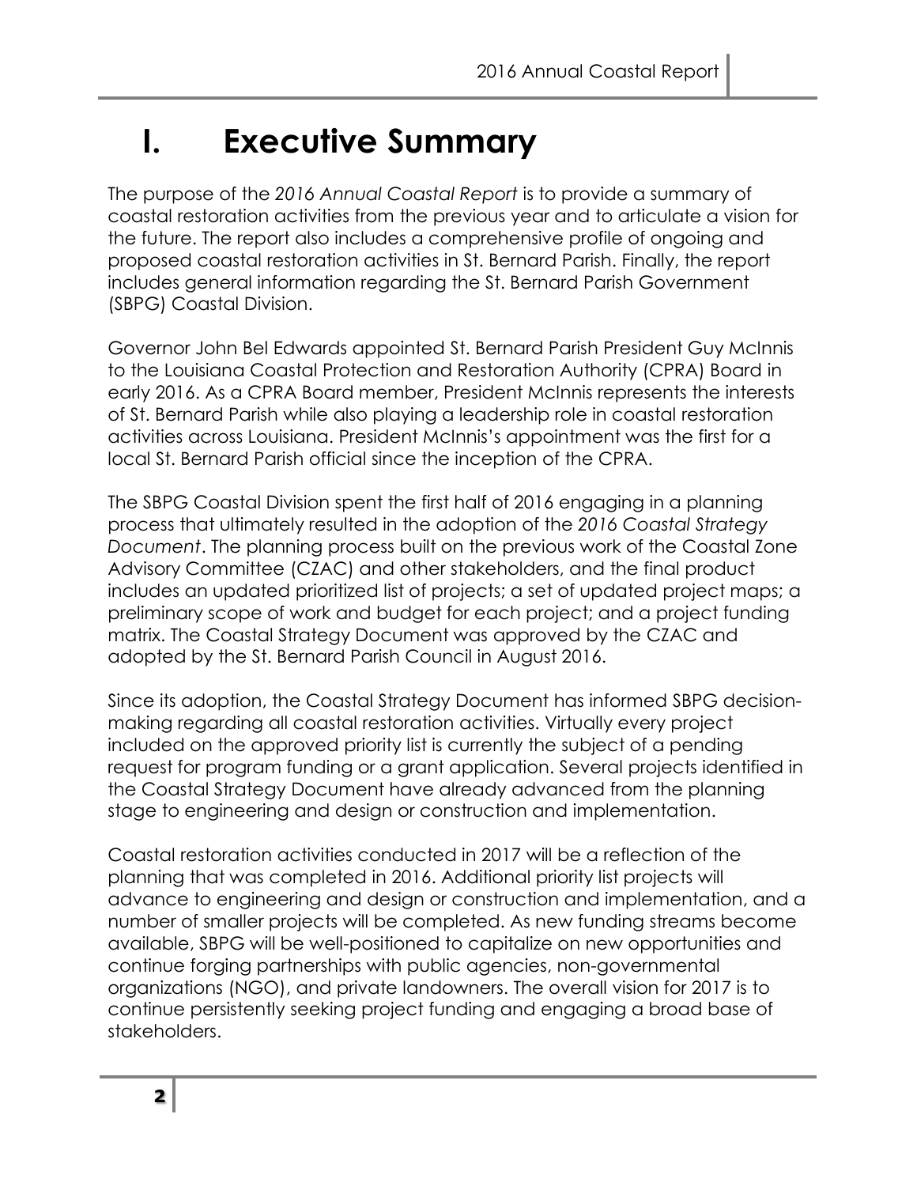# I. Executive Summary

The purpose of the *2016 Annual Coastal Report* is to provide a summary of coastal restoration activities from the previous year and to articulate a vision for the future. The report also includes a comprehensive profile of ongoing and proposed coastal restoration activities in St. Bernard Parish. Finally, the report includes general information regarding the St. Bernard Parish Government (SBPG) Coastal Division.

Governor John Bel Edwards appointed St. Bernard Parish President Guy McInnis to the Louisiana Coastal Protection and Restoration Authority (CPRA) Board in early 2016. As a CPRA Board member, President McInnis represents the interests of St. Bernard Parish while also playing a leadership role in coastal restoration activities across Louisiana. President McInnis's appointment was the first for a local St. Bernard Parish official since the inception of the CPRA.

The SBPG Coastal Division spent the first half of 2016 engaging in a planning process that ultimately resulted in the adoption of the *2016 Coastal Strategy Document*. The planning process built on the previous work of the Coastal Zone Advisory Committee (CZAC) and other stakeholders, and the final product includes an updated prioritized list of projects; a set of updated project maps; a preliminary scope of work and budget for each project; and a project funding matrix. The Coastal Strategy Document was approved by the CZAC and adopted by the St. Bernard Parish Council in August 2016.

Since its adoption, the Coastal Strategy Document has informed SBPG decision-making regarding all coastal restoration activities. Virtually every project included on the approved priority list is currently the subject of a pending request for program funding or a grant application. Several projects identified in the Coastal Strategy Document have already advanced from the planning stage to engineering and design or construction and implementation.

Coastal restoration activities conducted in 2017 will be a reflection of the planning that was completed in 2016. Additional priority list projects will advance to engineering and design or construction and implementation, and a number of smaller projects will be completed. As new funding streams become available, SBPG will be well-positioned to capitalize on new opportunities and continue forging partnerships with public agencies, non-governmental organizations (NGO), and private landowners. The overall vision for 2017 is to continue persistently seeking project funding and engaging a broad base of stakeholders.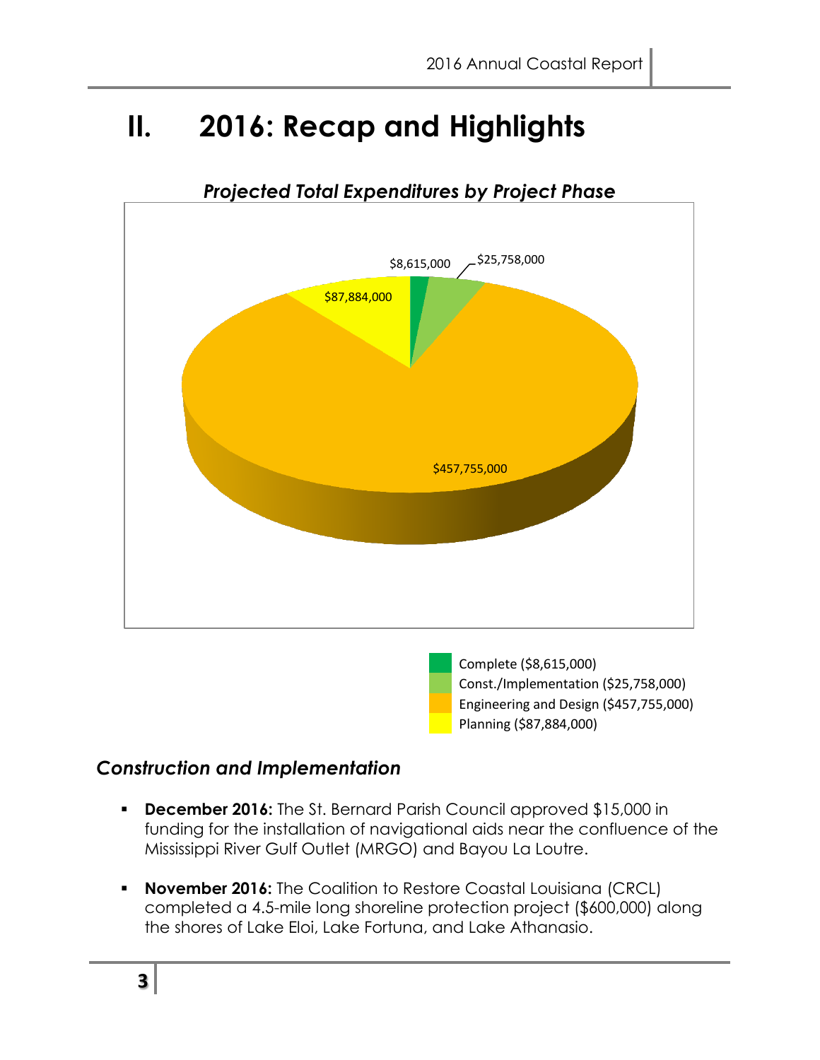# II. 2016: Recap and Highlights

*Projected Total Expenditures by Project Phase*

$8,615,000

$25,758,000

$87,884,000

$457,755,000

Complete ($8,615,000)
Const./Implementation ($25,758,000)
Engineering and Design ($457,755,000)
Planning ($87,884,000)

## *Construction and Implementation*

- **December 2016:** The St. Bernard Parish Council approved $15,000 in funding for the installation of navigational aids near the confluence of the Mississippi River Gulf Outlet (MRGO) and Bayou La Loutre.
- **November 2016:** The Coalition to Restore Coastal Louisiana (CRCL) completed a 4.5-mile long shoreline protection project ($600,000) along the shores of Lake Eloi, Lake Fortuna, and Lake Athanasio.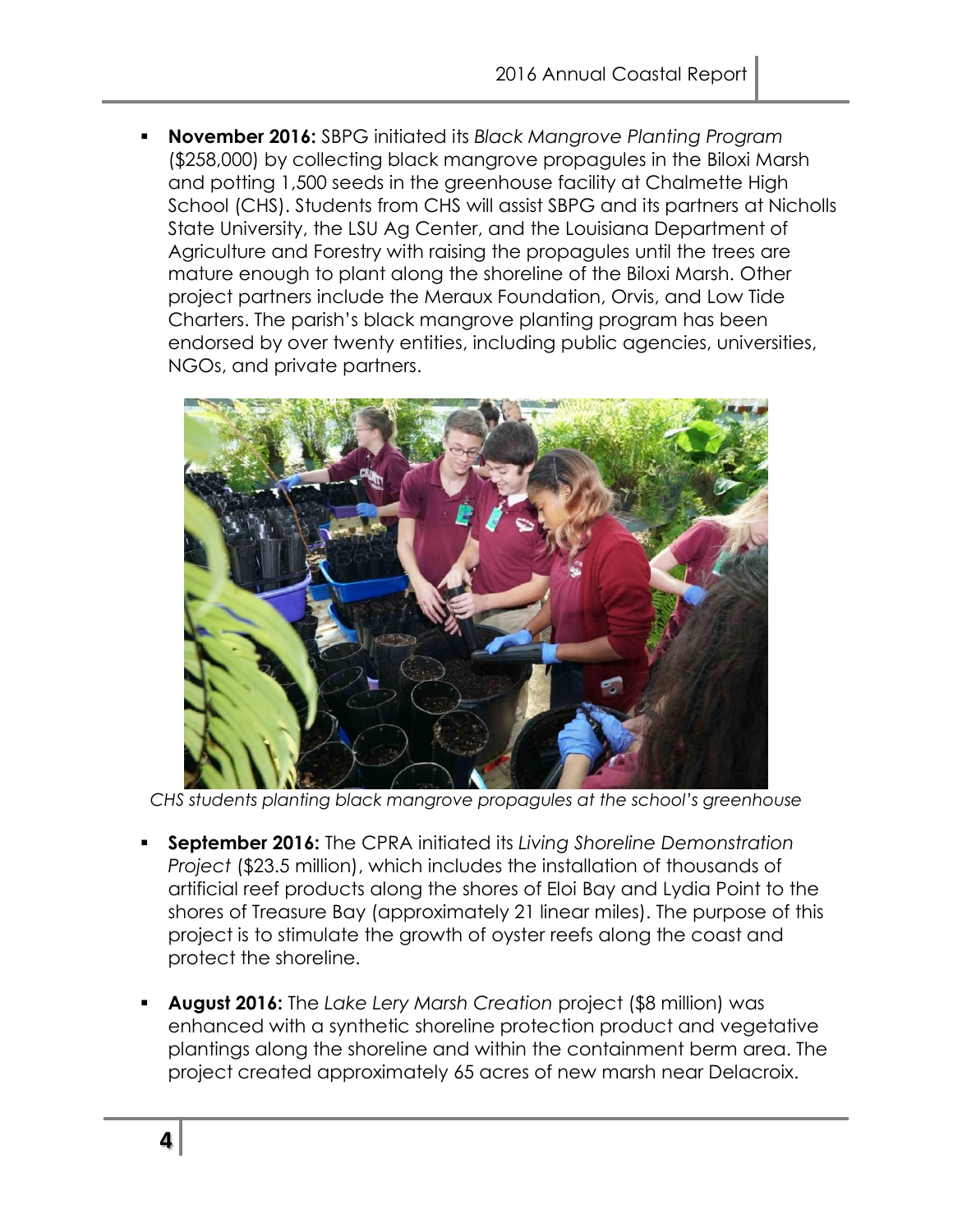- **November 2016:** SBPG initiated its *Black Mangrove Planting Program* ($258,000) by collecting black mangrove propagules in the Biloxi Marsh and potting 1,500 seeds in the greenhouse facility at Chalmette High School (CHS). Students from CHS will assist SBPG and its partners at Nicholls State University, the LSU Ag Center, and the Louisiana Department of Agriculture and Forestry with raising the propagules until the trees are mature enough to plant along the shoreline of the Biloxi Marsh. Other project partners include the Meraux Foundation, Orvis, and Low Tide Charters. The parish's black mangrove planting program has been endorsed by over twenty entities, including public agencies, universities, NGOs, and private partners.

*CHS students planting black mangrove propagules at the school's greenhouse*

- **September 2016:** The CPRA initiated its *Living Shoreline Demonstration Project* ($23.5 million), which includes the installation of thousands of artificial reef products along the shores of Eloi Bay and Lydia Point to the shores of Treasure Bay (approximately 21 linear miles). The purpose of this project is to stimulate the growth of oyster reefs along the coast and protect the shoreline.

- **August 2016:** The *Lake Lery Marsh Creation* project ($8 million) was enhanced with a synthetic shoreline protection product and vegetative plantings along the shoreline and within the containment berm area. The project created approximately 65 acres of new marsh near Delacroix.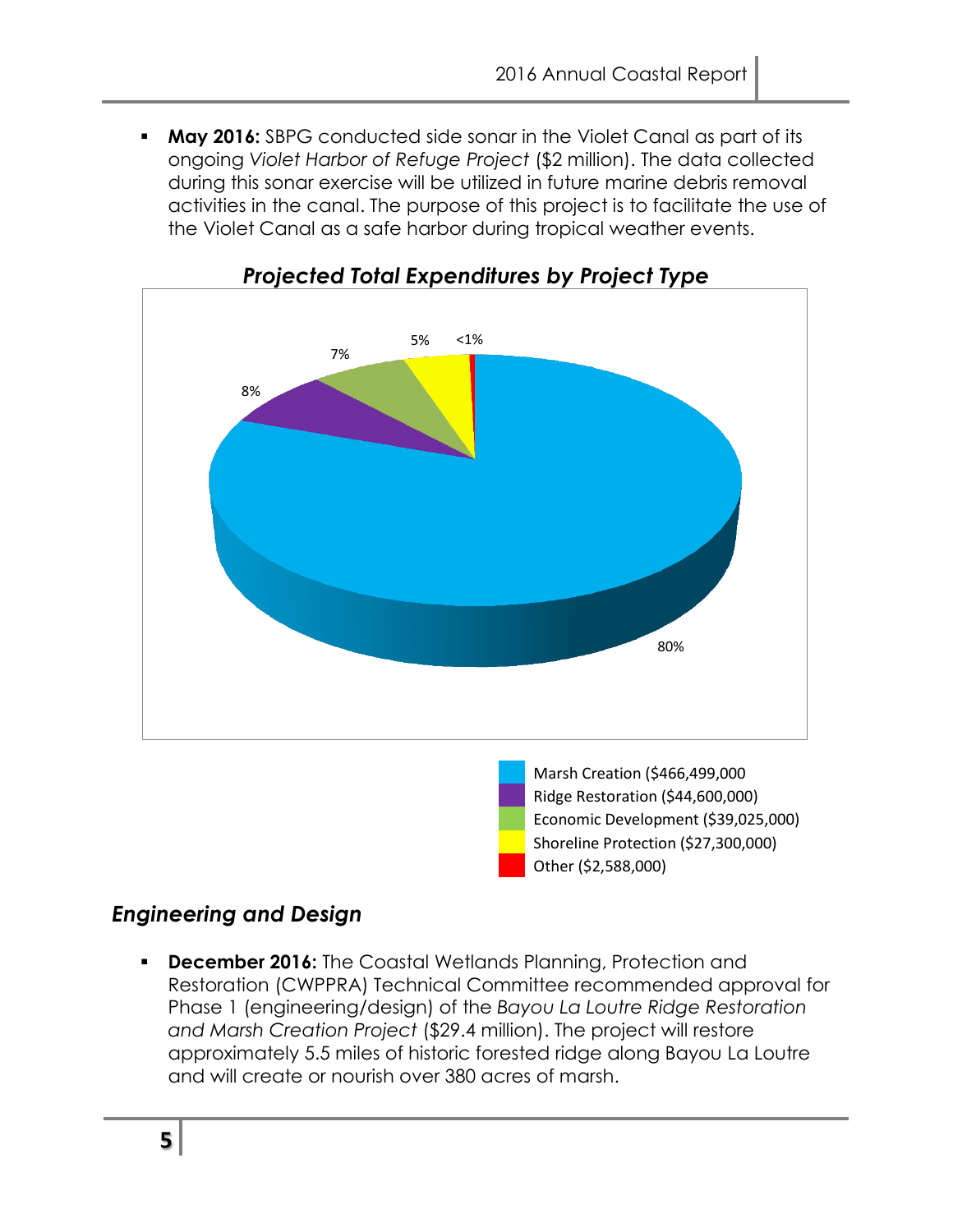- **May 2016:** SBPG conducted side sonar in the Violet Canal as part of its ongoing *Violet Harbor of Refuge Project* ($2 million). The data collected during this sonar exercise will be utilized in future marine debris removal activities in the canal. The purpose of this project is to facilitate the use of the Violet Canal as a safe harbor during tropical weather events.

### *Projected Total Expenditures by Project Type*

| Project Type | Amount | Percent |
|---|---|---|
| Marsh Creation | $466,499,000 | 80% |
| Ridge Restoration | $44,600,000 | 8% |
| Economic Development | $39,025,000 | 7% |
| Shoreline Protection | $27,300,000 | 5% |
| Other | $2,588,000 | <1% |

## *Engineering and Design*

- **December 2016:** The Coastal Wetlands Planning, Protection and Restoration (CWPPRA) Technical Committee recommended approval for Phase 1 (engineering/design) of the *Bayou La Loutre Ridge Restoration and Marsh Creation Project* ($29.4 million). The project will restore approximately 5.5 miles of historic forested ridge along Bayou La Loutre and will create or nourish over 380 acres of marsh.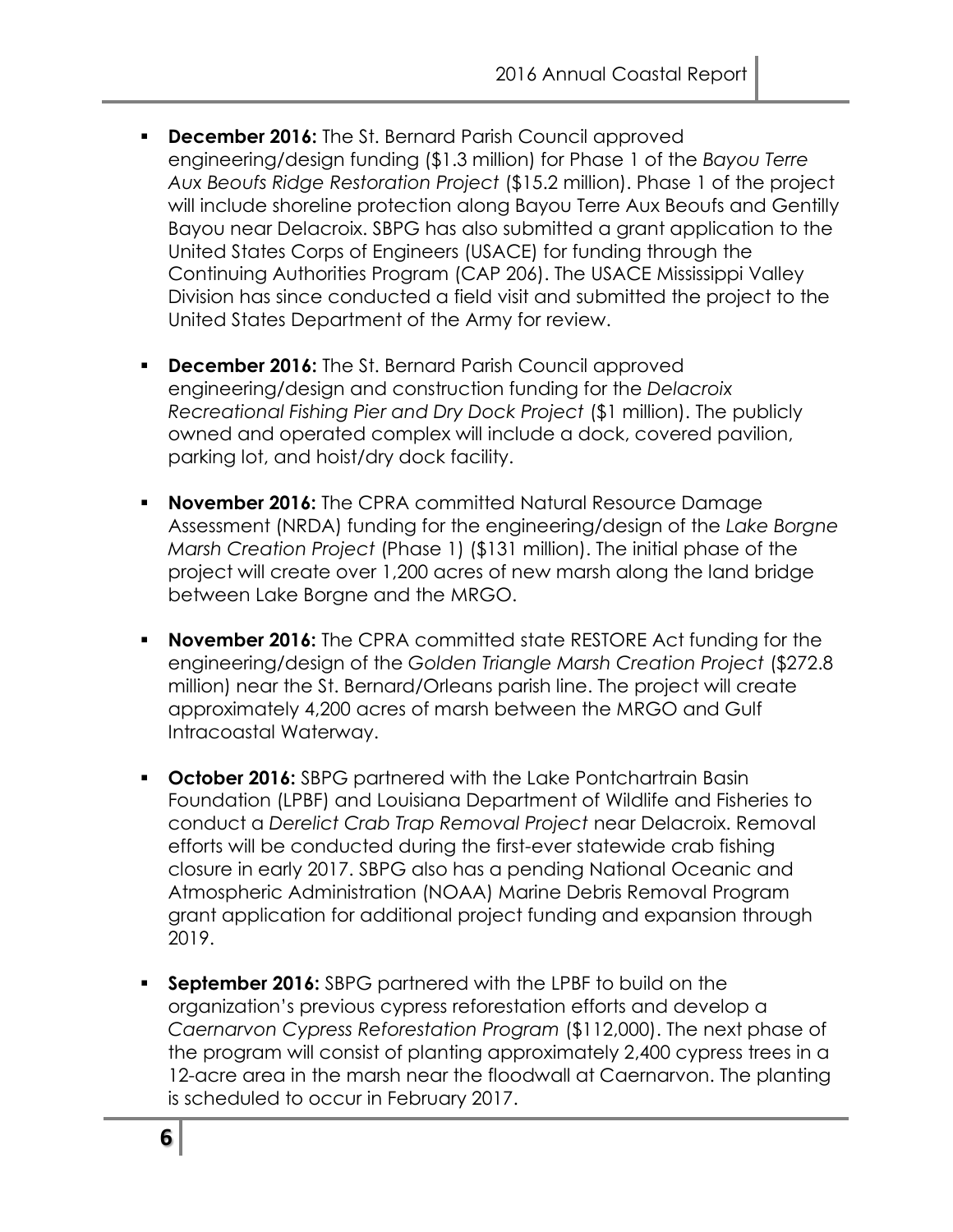- **December 2016:** The St. Bernard Parish Council approved engineering/design funding ($1.3 million) for Phase 1 of the *Bayou Terre Aux Beoufs Ridge Restoration Project* ($15.2 million). Phase 1 of the project will include shoreline protection along Bayou Terre Aux Beoufs and Gentilly Bayou near Delacroix. SBPG has also submitted a grant application to the United States Corps of Engineers (USACE) for funding through the Continuing Authorities Program (CAP 206). The USACE Mississippi Valley Division has since conducted a field visit and submitted the project to the United States Department of the Army for review.

- **December 2016:** The St. Bernard Parish Council approved engineering/design and construction funding for the *Delacroix Recreational Fishing Pier and Dry Dock Project* ($1 million). The publicly owned and operated complex will include a dock, covered pavilion, parking lot, and hoist/dry dock facility.

- **November 2016:** The CPRA committed Natural Resource Damage Assessment (NRDA) funding for the engineering/design of the *Lake Borgne Marsh Creation Project* (Phase 1) ($131 million). The initial phase of the project will create over 1,200 acres of new marsh along the land bridge between Lake Borgne and the MRGO.

- **November 2016:** The CPRA committed state RESTORE Act funding for the engineering/design of the *Golden Triangle Marsh Creation Project* ($272.8 million) near the St. Bernard/Orleans parish line. The project will create approximately 4,200 acres of marsh between the MRGO and Gulf Intracoastal Waterway.

- **October 2016:** SBPG partnered with the Lake Pontchartrain Basin Foundation (LPBF) and Louisiana Department of Wildlife and Fisheries to conduct a *Derelict Crab Trap Removal Project* near Delacroix. Removal efforts will be conducted during the first-ever statewide crab fishing closure in early 2017. SBPG also has a pending National Oceanic and Atmospheric Administration (NOAA) Marine Debris Removal Program grant application for additional project funding and expansion through 2019.

- **September 2016:** SBPG partnered with the LPBF to build on the organization's previous cypress reforestation efforts and develop a *Caernarvon Cypress Reforestation Program* ($112,000). The next phase of the program will consist of planting approximately 2,400 cypress trees in a 12-acre area in the marsh near the floodwall at Caernarvon. The planting is scheduled to occur in February 2017.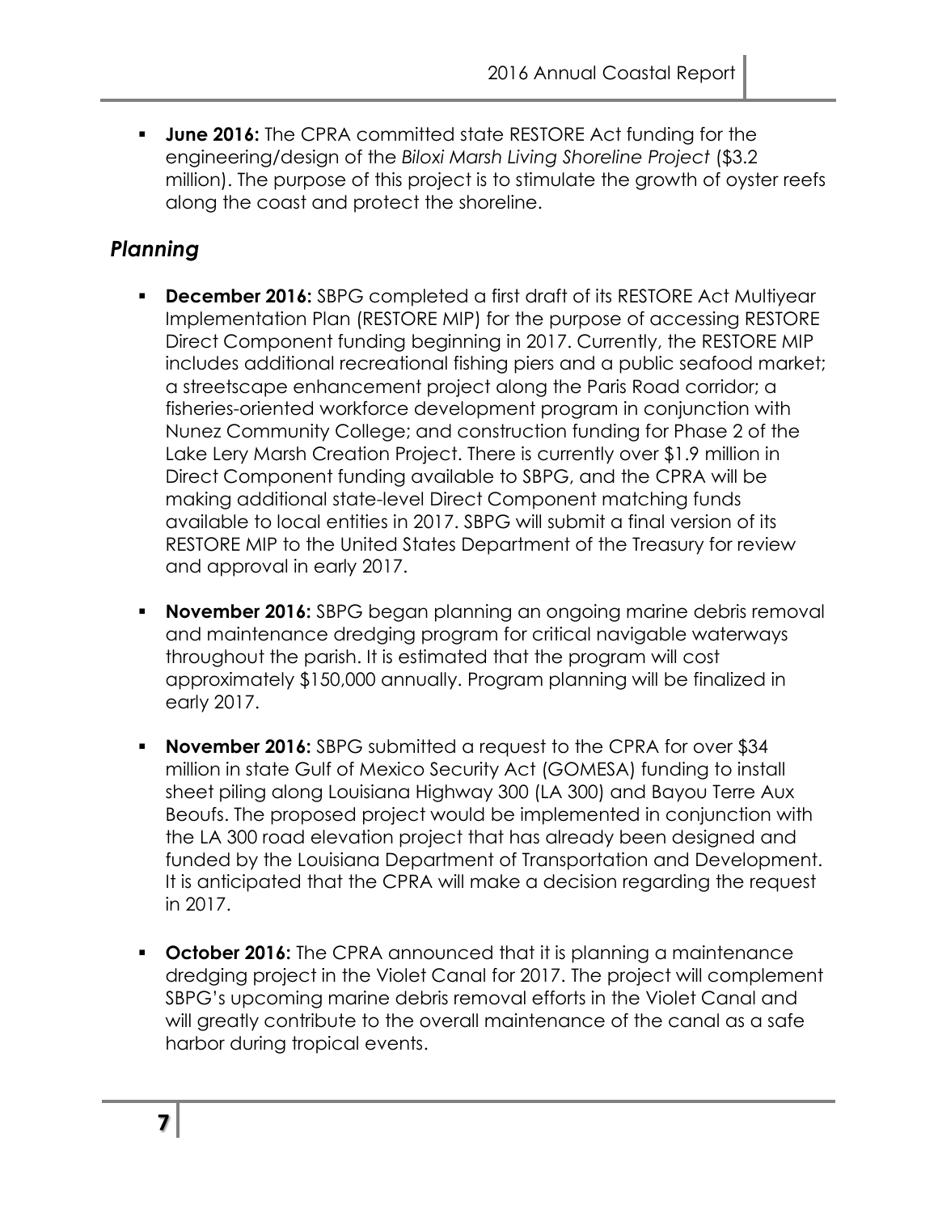- **June 2016:** The CPRA committed state RESTORE Act funding for the engineering/design of the *Biloxi Marsh Living Shoreline Project* ($3.2 million). The purpose of this project is to stimulate the growth of oyster reefs along the coast and protect the shoreline.

## *Planning*

- **December 2016:** SBPG completed a first draft of its RESTORE Act Multiyear Implementation Plan (RESTORE MIP) for the purpose of accessing RESTORE Direct Component funding beginning in 2017. Currently, the RESTORE MIP includes additional recreational fishing piers and a public seafood market; a streetscape enhancement project along the Paris Road corridor; a fisheries-oriented workforce development program in conjunction with Nunez Community College; and construction funding for Phase 2 of the Lake Lery Marsh Creation Project. There is currently over $1.9 million in Direct Component funding available to SBPG, and the CPRA will be making additional state-level Direct Component matching funds available to local entities in 2017. SBPG will submit a final version of its RESTORE MIP to the United States Department of the Treasury for review and approval in early 2017.

- **November 2016:** SBPG began planning an ongoing marine debris removal and maintenance dredging program for critical navigable waterways throughout the parish. It is estimated that the program will cost approximately $150,000 annually. Program planning will be finalized in early 2017.

- **November 2016:** SBPG submitted a request to the CPRA for over $34 million in state Gulf of Mexico Security Act (GOMESA) funding to install sheet piling along Louisiana Highway 300 (LA 300) and Bayou Terre Aux Beoufs. The proposed project would be implemented in conjunction with the LA 300 road elevation project that has already been designed and funded by the Louisiana Department of Transportation and Development. It is anticipated that the CPRA will make a decision regarding the request in 2017.

- **October 2016:** The CPRA announced that it is planning a maintenance dredging project in the Violet Canal for 2017. The project will complement SBPG's upcoming marine debris removal efforts in the Violet Canal and will greatly contribute to the overall maintenance of the canal as a safe harbor during tropical events.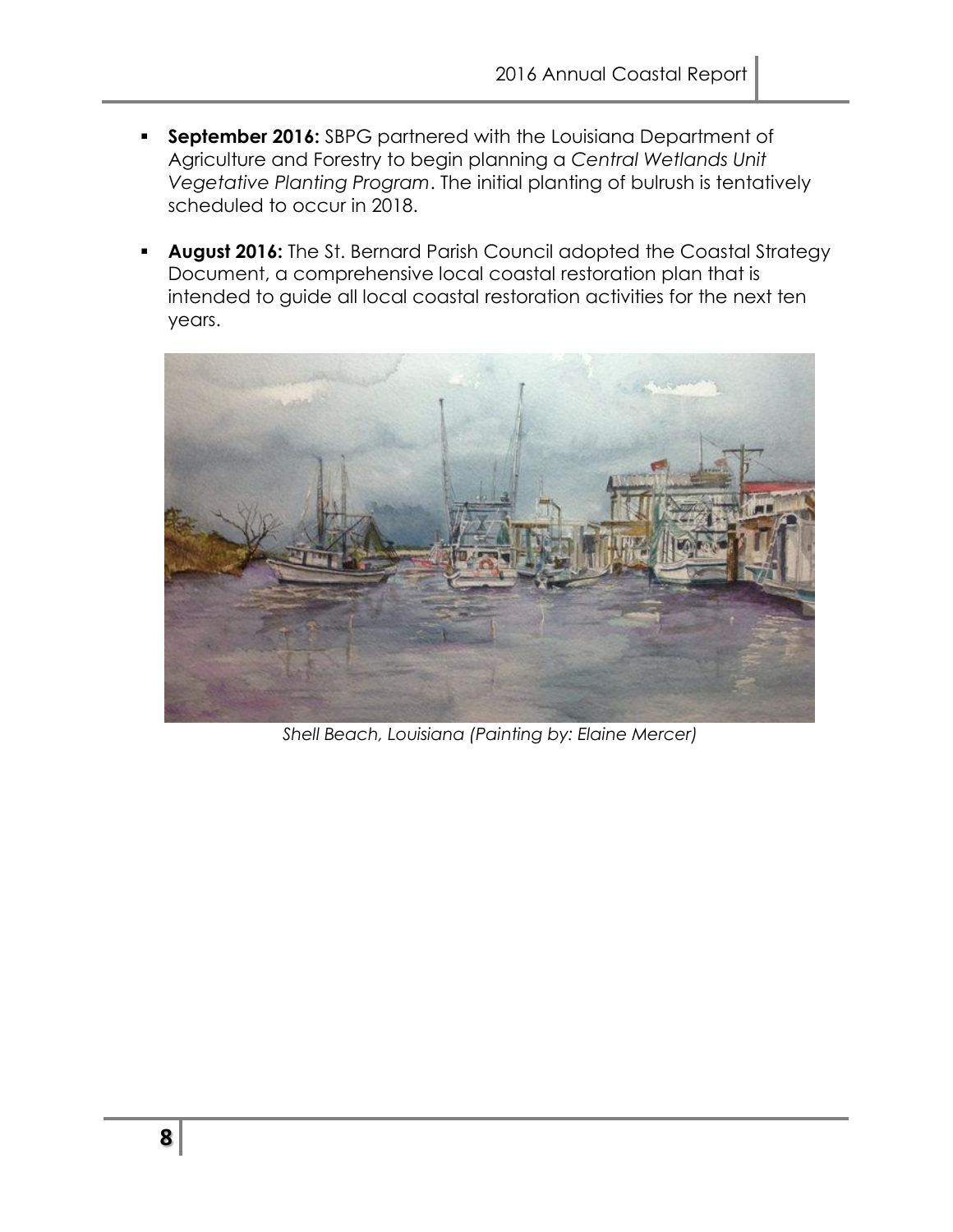- **September 2016:** SBPG partnered with the Louisiana Department of Agriculture and Forestry to begin planning a *Central Wetlands Unit Vegetative Planting Program*. The initial planting of bulrush is tentatively scheduled to occur in 2018.
- **August 2016:** The St. Bernard Parish Council adopted the Coastal Strategy Document, a comprehensive local coastal restoration plan that is intended to guide all local coastal restoration activities for the next ten years.

*Shell Beach, Louisiana (Painting by: Elaine Mercer)*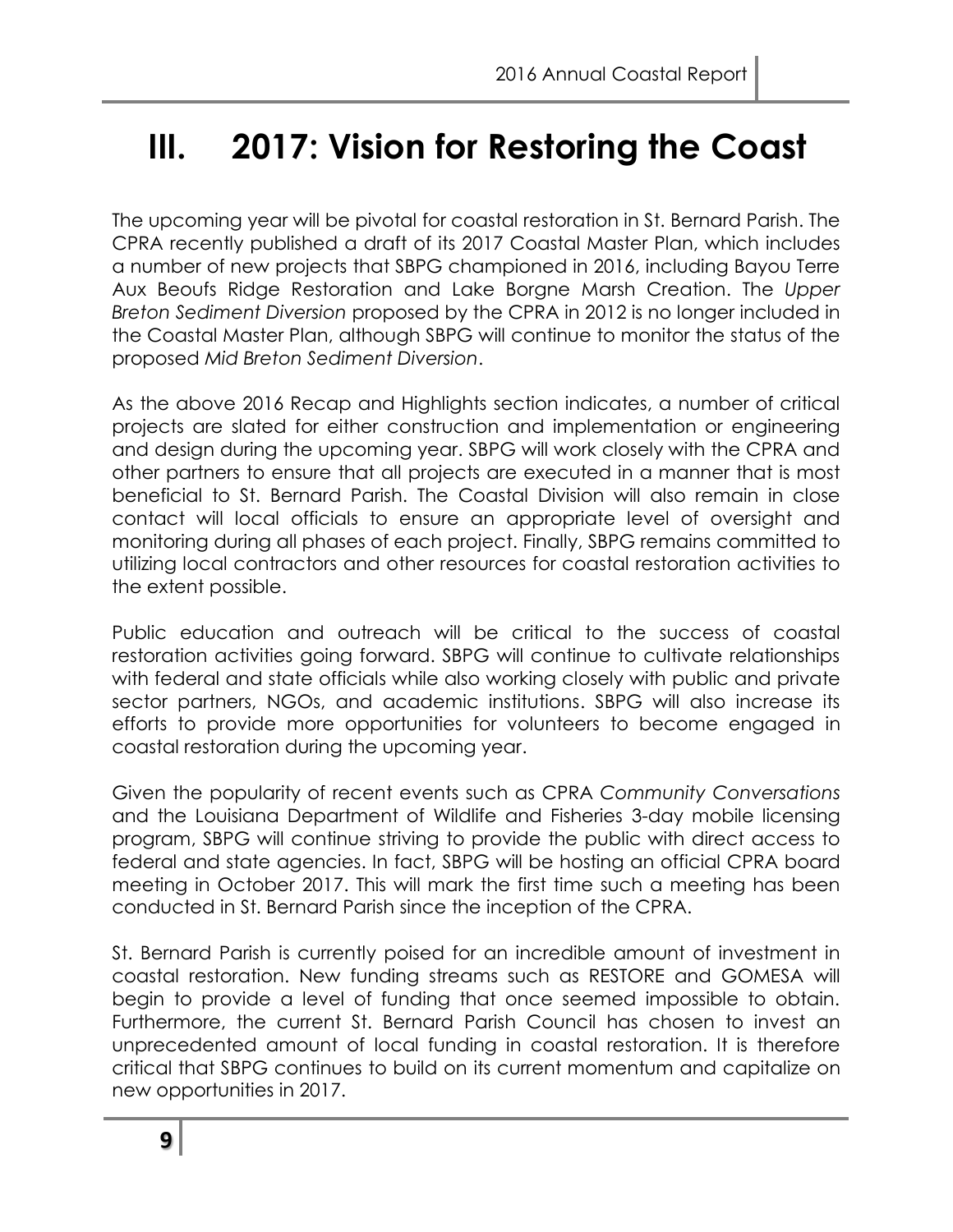# III. 2017: Vision for Restoring the Coast

The upcoming year will be pivotal for coastal restoration in St. Bernard Parish. The CPRA recently published a draft of its 2017 Coastal Master Plan, which includes a number of new projects that SBPG championed in 2016, including Bayou Terre Aux Beoufs Ridge Restoration and Lake Borgne Marsh Creation. The *Upper Breton Sediment Diversion* proposed by the CPRA in 2012 is no longer included in the Coastal Master Plan, although SBPG will continue to monitor the status of the proposed *Mid Breton Sediment Diversion*.

As the above 2016 Recap and Highlights section indicates, a number of critical projects are slated for either construction and implementation or engineering and design during the upcoming year. SBPG will work closely with the CPRA and other partners to ensure that all projects are executed in a manner that is most beneficial to St. Bernard Parish. The Coastal Division will also remain in close contact will local officials to ensure an appropriate level of oversight and monitoring during all phases of each project. Finally, SBPG remains committed to utilizing local contractors and other resources for coastal restoration activities to the extent possible.

Public education and outreach will be critical to the success of coastal restoration activities going forward. SBPG will continue to cultivate relationships with federal and state officials while also working closely with public and private sector partners, NGOs, and academic institutions. SBPG will also increase its efforts to provide more opportunities for volunteers to become engaged in coastal restoration during the upcoming year.

Given the popularity of recent events such as CPRA *Community Conversations* and the Louisiana Department of Wildlife and Fisheries 3-day mobile licensing program, SBPG will continue striving to provide the public with direct access to federal and state agencies. In fact, SBPG will be hosting an official CPRA board meeting in October 2017. This will mark the first time such a meeting has been conducted in St. Bernard Parish since the inception of the CPRA.

St. Bernard Parish is currently poised for an incredible amount of investment in coastal restoration. New funding streams such as RESTORE and GOMESA will begin to provide a level of funding that once seemed impossible to obtain. Furthermore, the current St. Bernard Parish Council has chosen to invest an unprecedented amount of local funding in coastal restoration. It is therefore critical that SBPG continues to build on its current momentum and capitalize on new opportunities in 2017.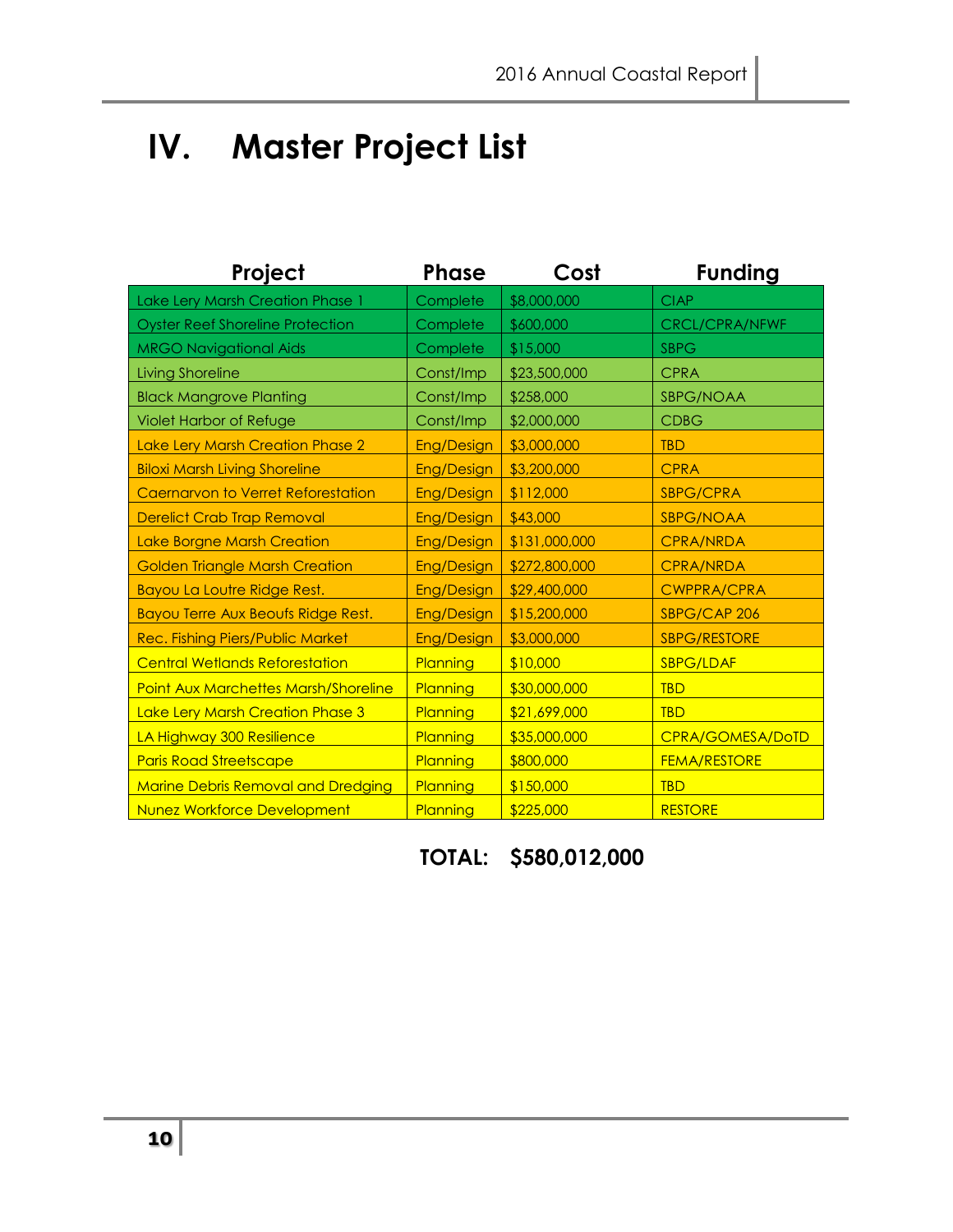# IV. Master Project List

| Project | Phase | Cost | Funding |
| --- | --- | --- | --- |
| Lake Lery Marsh Creation Phase 1 | Complete | $8,000,000 | CIAP |
| Oyster Reef Shoreline Protection | Complete | $600,000 | CRCL/CPRA/NFWF |
| MRGO Navigational Aids | Complete | $15,000 | SBPG |
| Living Shoreline | Const/Imp | $23,500,000 | CPRA |
| Black Mangrove Planting | Const/Imp | $258,000 | SBPG/NOAA |
| Violet Harbor of Refuge | Const/Imp | $2,000,000 | CDBG |
| Lake Lery Marsh Creation Phase 2 | Eng/Design | $3,000,000 | TBD |
| Biloxi Marsh Living Shoreline | Eng/Design | $3,200,000 | CPRA |
| Caernarvon to Verret Reforestation | Eng/Design | $112,000 | SBPG/CPRA |
| Derelict Crab Trap Removal | Eng/Design | $43,000 | SBPG/NOAA |
| Lake Borgne Marsh Creation | Eng/Design | $131,000,000 | CPRA/NRDA |
| Golden Triangle Marsh Creation | Eng/Design | $272,800,000 | CPRA/NRDA |
| Bayou La Loutre Ridge Rest. | Eng/Design | $29,400,000 | CWPPRA/CPRA |
| Bayou Terre Aux Beoufs Ridge Rest. | Eng/Design | $15,200,000 | SBPG/CAP 206 |
| Rec. Fishing Piers/Public Market | Eng/Design | $3,000,000 | SBPG/RESTORE |
| Central Wetlands Reforestation | Planning | $10,000 | SBPG/LDAF |
| Point Aux Marchettes Marsh/Shoreline | Planning | $30,000,000 | TBD |
| Lake Lery Marsh Creation Phase 3 | Planning | $21,699,000 | TBD |
| LA Highway 300 Resilience | Planning | $35,000,000 | CPRA/GOMESA/DoTD |
| Paris Road Streetscape | Planning | $800,000 | FEMA/RESTORE |
| Marine Debris Removal and Dredging | Planning | $150,000 | TBD |
| Nunez Workforce Development | Planning | $225,000 | RESTORE |

**TOTAL: $580,012,000**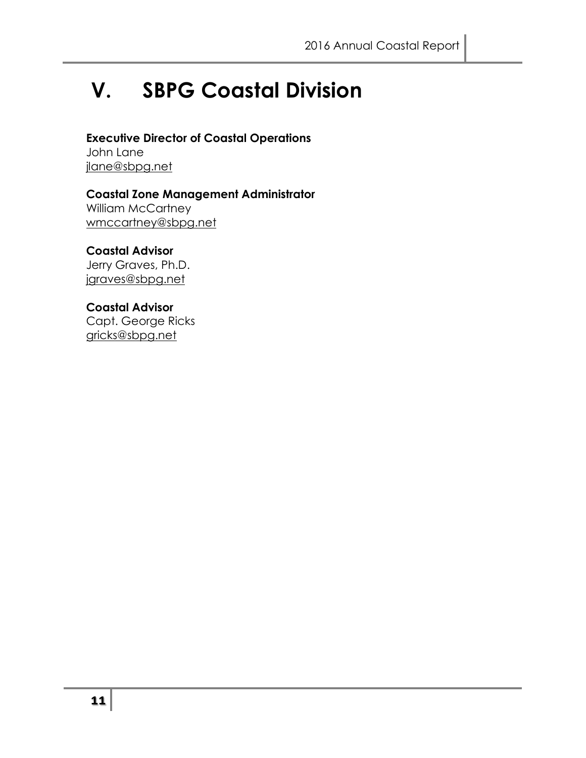# V. SBPG Coastal Division

**Executive Director of Coastal Operations**
John Lane
jlane@sbpg.net

**Coastal Zone Management Administrator**
William McCartney
wmccartney@sbpg.net

**Coastal Advisor**
Jerry Graves, Ph.D.
jgraves@sbpg.net

**Coastal Advisor**
Capt. George Ricks
gricks@sbpg.net